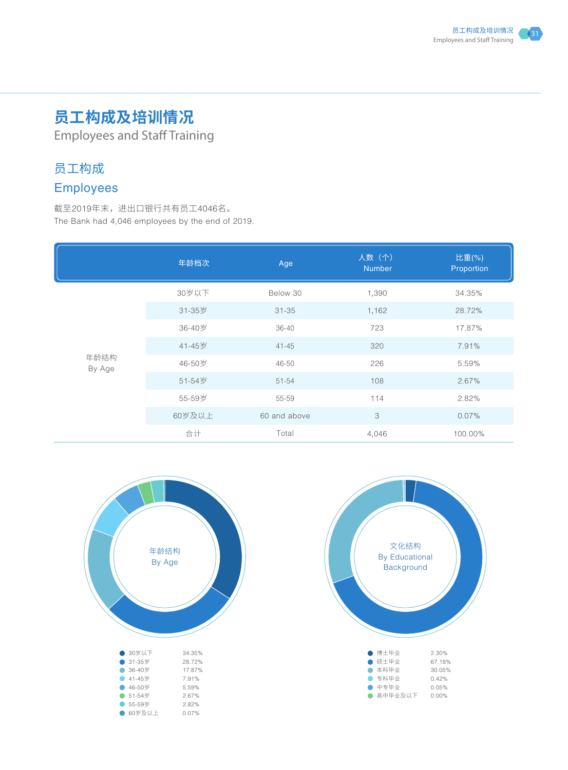# 员工构成及培训情况

Employees and Staff Training

## 员工构成

## Employees

截至2019年末，进出口银行共有员工4046名。

The Bank had 4,046 employees by the end of 2019.

| | 年龄档次 | Age | 人数（个）<br>Number | 比重(%)<br>Proportion |
|---|---|---|---|---|
| 年龄结构<br>By Age | 30岁以下 | Below 30 | 1,390 | 34.35% |
| | 31-35岁 | 31-35 | 1,162 | 28.72% |
| | 36-40岁 | 36-40 | 723 | 17.87% |
| | 41-45岁 | 41-45 | 320 | 7.91% |
| | 46-50岁 | 46-50 | 226 | 5.59% |
| | 51-54岁 | 51-54 | 108 | 2.67% |
| | 55-59岁 | 55-59 | 114 | 2.82% |
| | 60岁及以上 | 60 and above | 3 | 0.07% |
| | 合计 | Total | 4,046 | 100.00% |

年龄结构 By Age

| | |
|---|---|
| 30岁以下 | 34.35% |
| 31-35岁 | 28.72% |
| 36-40岁 | 17.87% |
| 41-45岁 | 7.91% |
| 46-50岁 | 5.59% |
| 51-54岁 | 2.67% |
| 55-59岁 | 2.82% |
| 60岁及以上 | 0.07% |

文化结构 By Educational Background

| | |
|---|---|
| 博士毕业 | 2.30% |
| 硕士毕业 | 67.18% |
| 本科毕业 | 30.05% |
| 专科毕业 | 0.42% |
| 中专毕业 | 0.05% |
| 高中毕业及以下 | 0.00% |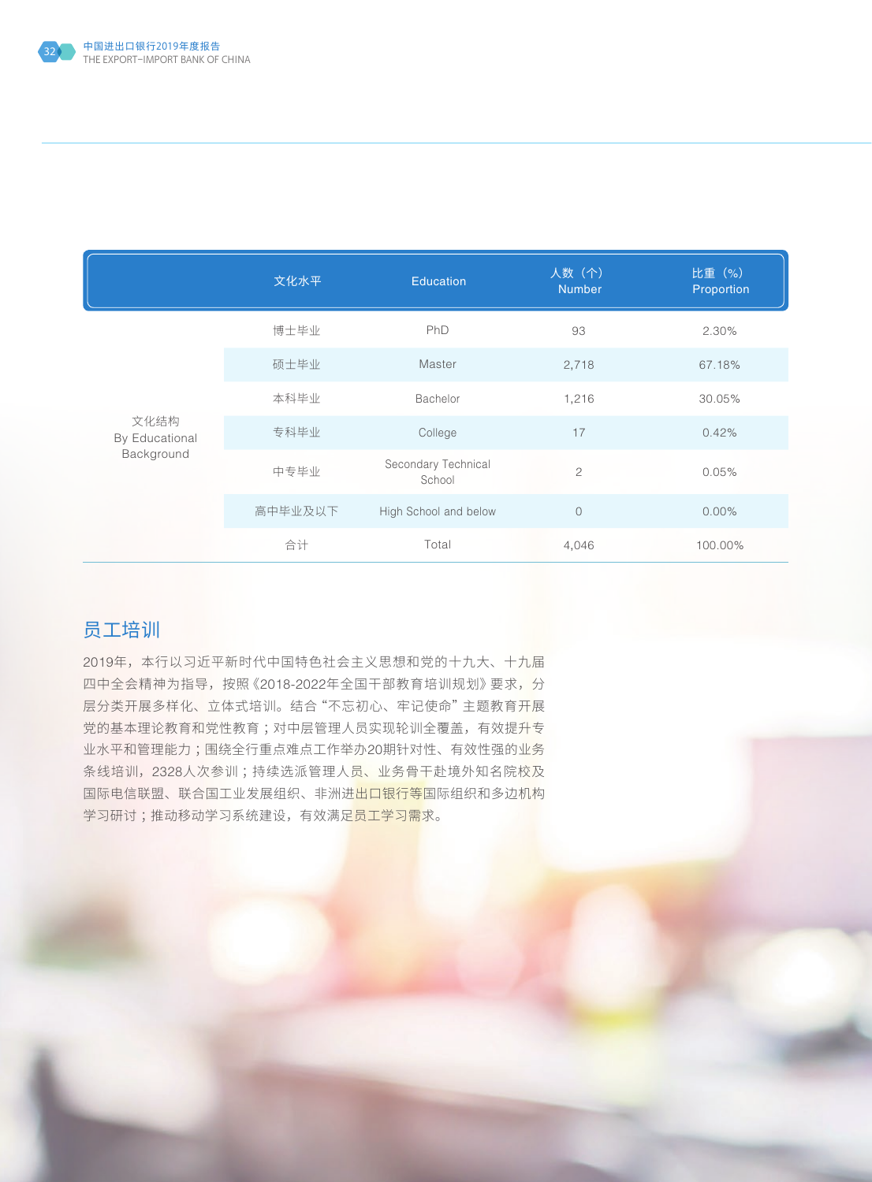| | 文化水平 | Education | 人数（个） Number | 比重（%） Proportion |
|---|---|---|---|---|
| 文化结构 By Educational Background | 博士毕业 | PhD | 93 | 2.30% |
| | 硕士毕业 | Master | 2,718 | 67.18% |
| | 本科毕业 | Bachelor | 1,216 | 30.05% |
| | 专科毕业 | College | 17 | 0.42% |
| | 中专毕业 | Secondary Technical School | 2 | 0.05% |
| | 高中毕业及以下 | High School and below | 0 | 0.00% |
| | 合计 | Total | 4,046 | 100.00% |

## 员工培训

2019年，本行以习近平新时代中国特色社会主义思想和党的十九大、十九届四中全会精神为指导，按照《2018-2022年全国干部教育培训规划》要求，分层分类开展多样化、立体式培训。结合“不忘初心、牢记使命”主题教育开展党的基本理论教育和党性教育；对中层管理人员实现轮训全覆盖，有效提升专业水平和管理能力；围绕全行重点难点工作举办20期针对性、有效性强的业务条线培训，2328人次参训；持续选派管理人员、业务骨干赴境外知名院校及国际电信联盟、联合国工业发展组织、非洲进出口银行等国际组织和多边机构学习研讨；推动移动学习系统建设，有效满足员工学习需求。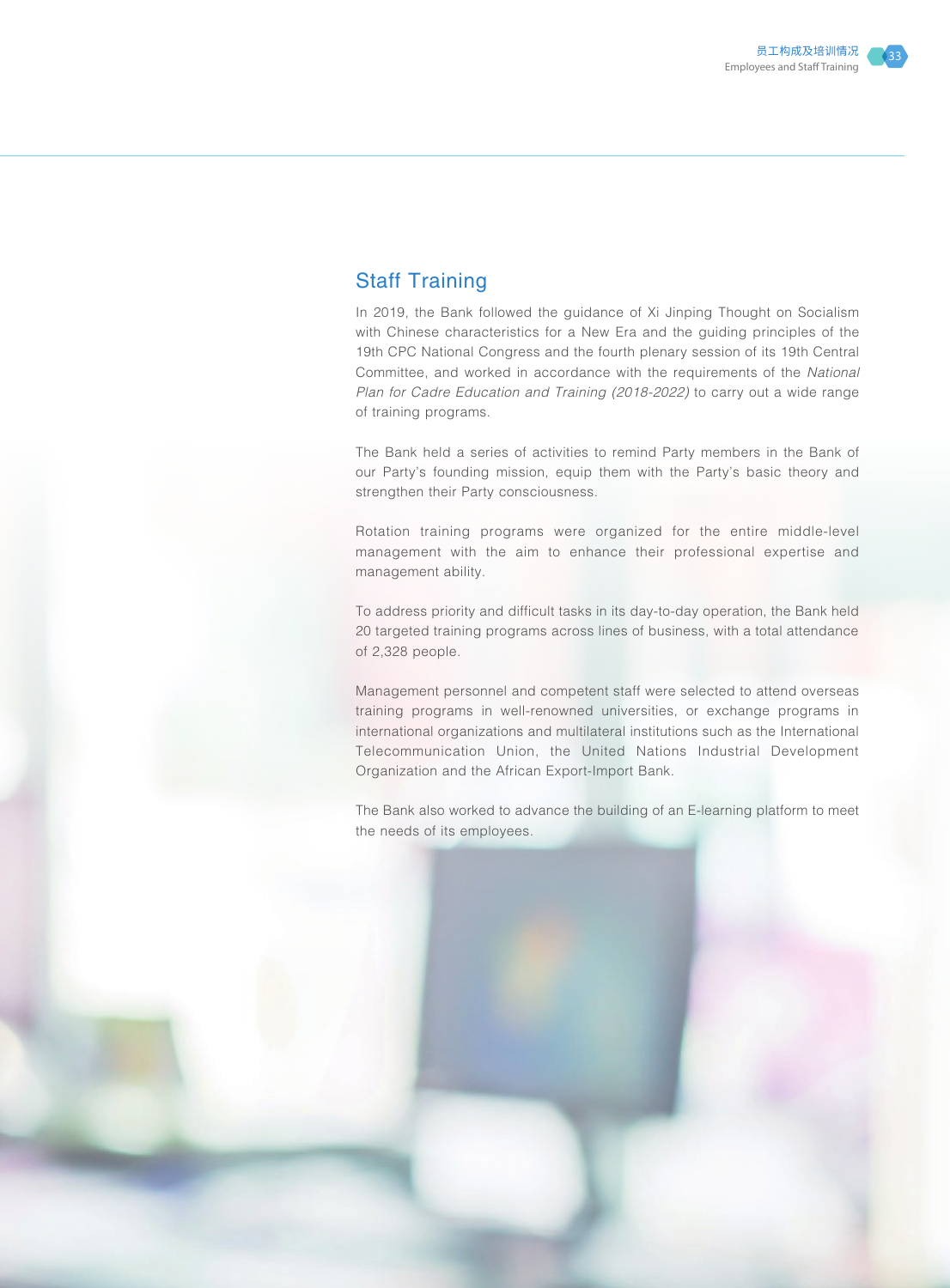## Staff Training

In 2019, the Bank followed the guidance of Xi Jinping Thought on Socialism with Chinese characteristics for a New Era and the guiding principles of the 19th CPC National Congress and the fourth plenary session of its 19th Central Committee, and worked in accordance with the requirements of the *National Plan for Cadre Education and Training (2018-2022)* to carry out a wide range of training programs.

The Bank held a series of activities to remind Party members in the Bank of our Party's founding mission, equip them with the Party's basic theory and strengthen their Party consciousness.

Rotation training programs were organized for the entire middle-level management with the aim to enhance their professional expertise and management ability.

To address priority and difficult tasks in its day-to-day operation, the Bank held 20 targeted training programs across lines of business, with a total attendance of 2,328 people.

Management personnel and competent staff were selected to attend overseas training programs in well-renowned universities, or exchange programs in international organizations and multilateral institutions such as the International Telecommunication Union, the United Nations Industrial Development Organization and the African Export-Import Bank.

The Bank also worked to advance the building of an E-learning platform to meet the needs of its employees.